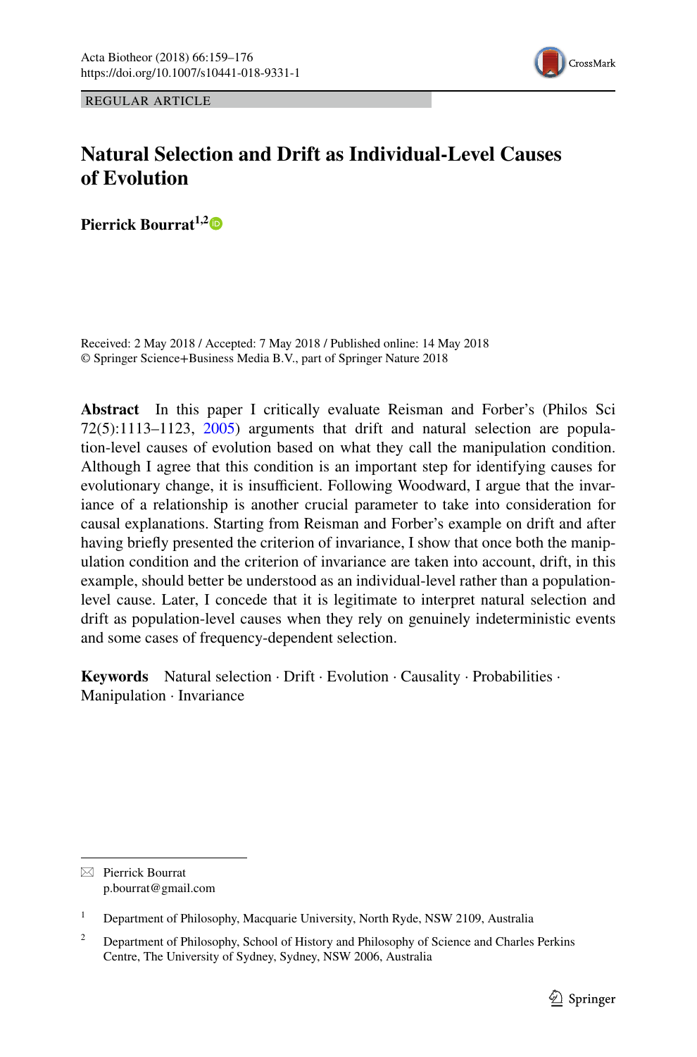REGULAR ARTICLE

# Natural Selection and Drift as Individual-Level Causes of Evolution

**Pierrick Bourrat**[1,2]

Received: 2 May 2018 / Accepted: 7 May 2018 / Published online: 14 May 2018
© Springer Science+Business Media B.V., part of Springer Nature 2018

**Abstract** In this paper I critically evaluate Reisman and Forber's (Philos Sci 72(5):1113–1123, 2005) arguments that drift and natural selection are population-level causes of evolution based on what they call the manipulation condition. Although I agree that this condition is an important step for identifying causes for evolutionary change, it is insufficient. Following Woodward, I argue that the invariance of a relationship is another crucial parameter to take into consideration for causal explanations. Starting from Reisman and Forber's example on drift and after having briefly presented the criterion of invariance, I show that once both the manipulation condition and the criterion of invariance are taken into account, drift, in this example, should better be understood as an individual-level rather than a population-level cause. Later, I concede that it is legitimate to interpret natural selection and drift as population-level causes when they rely on genuinely indeterministic events and some cases of frequency-dependent selection.

**Keywords** Natural selection · Drift · Evolution · Causality · Probabilities · Manipulation · Invariance

---

✉ Pierrick Bourrat
p.bourrat@gmail.com

[1] Department of Philosophy, Macquarie University, North Ryde, NSW 2109, Australia

[2] Department of Philosophy, School of History and Philosophy of Science and Charles Perkins Centre, The University of Sydney, Sydney, NSW 2006, Australia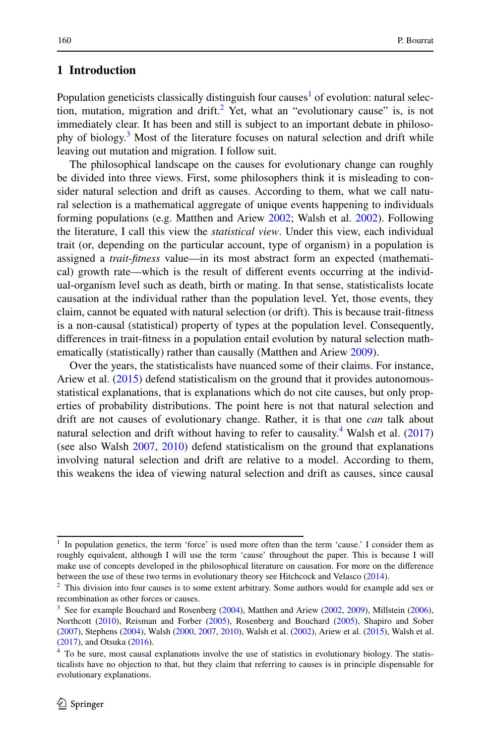## 1 Introduction

Population geneticists classically distinguish four causes[1] of evolution: natural selection, mutation, migration and drift.[2] Yet, what an "evolutionary cause" is, is not immediately clear. It has been and still is subject to an important debate in philosophy of biology.[3] Most of the literature focuses on natural selection and drift while leaving out mutation and migration. I follow suit.

The philosophical landscape on the causes for evolutionary change can roughly be divided into three views. First, some philosophers think it is misleading to consider natural selection and drift as causes. According to them, what we call natural selection is a mathematical aggregate of unique events happening to individuals forming populations (e.g. Matthen and Ariew 2002; Walsh et al. 2002). Following the literature, I call this view the *statistical view*. Under this view, each individual trait (or, depending on the particular account, type of organism) in a population is assigned a *trait-fitness* value—in its most abstract form an expected (mathematical) growth rate—which is the result of different events occurring at the individual-organism level such as death, birth or mating. In that sense, statisticalists locate causation at the individual rather than the population level. Yet, those events, they claim, cannot be equated with natural selection (or drift). This is because trait-fitness is a non-causal (statistical) property of types at the population level. Consequently, differences in trait-fitness in a population entail evolution by natural selection mathematically (statistically) rather than causally (Matthen and Ariew 2009).

Over the years, the statisticalists have nuanced some of their claims. For instance, Ariew et al. (2015) defend statisticalism on the ground that it provides autonomous-statistical explanations, that is explanations which do not cite causes, but only properties of probability distributions. The point here is not that natural selection and drift are not causes of evolutionary change. Rather, it is that one *can* talk about natural selection and drift without having to refer to causality.[4] Walsh et al. (2017) (see also Walsh 2007, 2010) defend statisticalism on the ground that explanations involving natural selection and drift are relative to a model. According to them, this weakens the idea of viewing natural selection and drift as causes, since causal

---

[1] In population genetics, the term 'force' is used more often than the term 'cause.' I consider them as roughly equivalent, although I will use the term 'cause' throughout the paper. This is because I will make use of concepts developed in the philosophical literature on causation. For more on the difference between the use of these two terms in evolutionary theory see Hitchcock and Velasco (2014).

[2] This division into four causes is to some extent arbitrary. Some authors would for example add sex or recombination as other forces or causes.

[3] See for example Bouchard and Rosenberg (2004), Matthen and Ariew (2002, 2009), Millstein (2006), Northcott (2010), Reisman and Forber (2005), Rosenberg and Bouchard (2005), Shapiro and Sober (2007), Stephens (2004), Walsh (2000, 2007, 2010), Walsh et al. (2002), Ariew et al. (2015), Walsh et al. (2017), and Otsuka (2016).

[4] To be sure, most causal explanations involve the use of statistics in evolutionary biology. The statisticalists have no objection to that, but they claim that referring to causes is in principle dispensable for evolutionary explanations.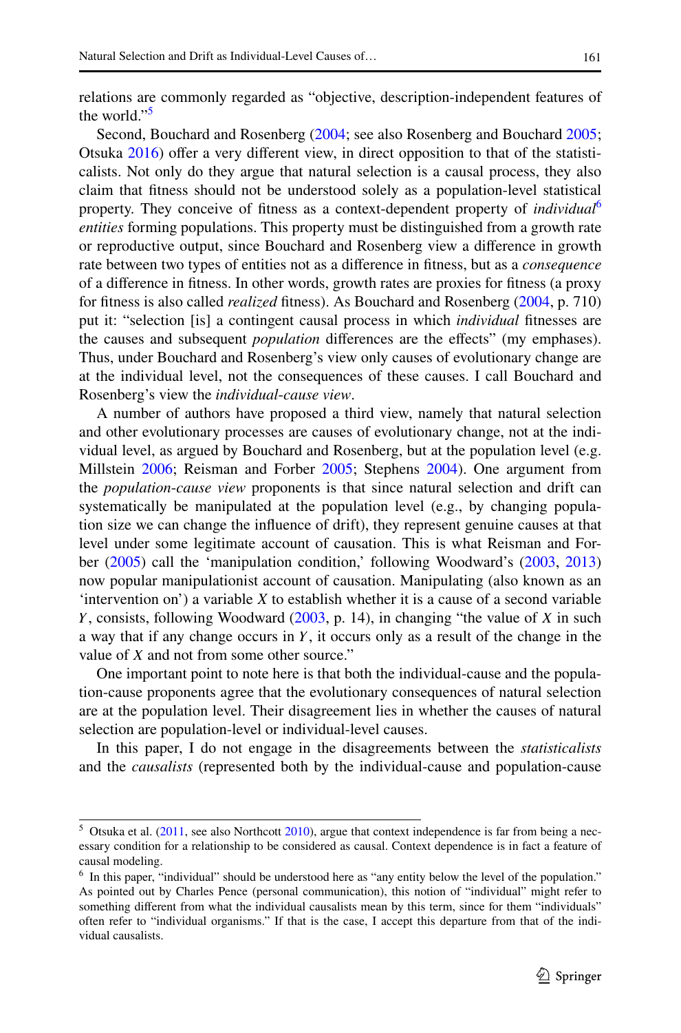relations are commonly regarded as "objective, description-independent features of the world."[5]

Second, Bouchard and Rosenberg (2004; see also Rosenberg and Bouchard 2005; Otsuka 2016) offer a very different view, in direct opposition to that of the statisticalists. Not only do they argue that natural selection is a causal process, they also claim that fitness should not be understood solely as a population-level statistical property. They conceive of fitness as a context-dependent property of *individual*[6] *entities* forming populations. This property must be distinguished from a growth rate or reproductive output, since Bouchard and Rosenberg view a difference in growth rate between two types of entities not as a difference in fitness, but as a *consequence* of a difference in fitness. In other words, growth rates are proxies for fitness (a proxy for fitness is also called *realized* fitness). As Bouchard and Rosenberg (2004, p. 710) put it: "selection [is] a contingent causal process in which *individual* fitnesses are the causes and subsequent *population* differences are the effects" (my emphases). Thus, under Bouchard and Rosenberg's view only causes of evolutionary change are at the individual level, not the consequences of these causes. I call Bouchard and Rosenberg's view the *individual-cause view*.

A number of authors have proposed a third view, namely that natural selection and other evolutionary processes are causes of evolutionary change, not at the individual level, as argued by Bouchard and Rosenberg, but at the population level (e.g. Millstein 2006; Reisman and Forber 2005; Stephens 2004). One argument from the *population-cause view* proponents is that since natural selection and drift can systematically be manipulated at the population level (e.g., by changing population size we can change the influence of drift), they represent genuine causes at that level under some legitimate account of causation. This is what Reisman and Forber (2005) call the 'manipulation condition,' following Woodward's (2003, 2013) now popular manipulationist account of causation. Manipulating (also known as an 'intervention on') a variable $X$ to establish whether it is a cause of a second variable $Y$, consists, following Woodward (2003, p. 14), in changing "the value of $X$ in such a way that if any change occurs in $Y$, it occurs only as a result of the change in the value of $X$ and not from some other source."

One important point to note here is that both the individual-cause and the population-cause proponents agree that the evolutionary consequences of natural selection are at the population level. Their disagreement lies in whether the causes of natural selection are population-level or individual-level causes.

In this paper, I do not engage in the disagreements between the *statisticalists* and the *causalists* (represented both by the individual-cause and population-cause

[5] Otsuka et al. (2011, see also Northcott 2010), argue that context independence is far from being a necessary condition for a relationship to be considered as causal. Context dependence is in fact a feature of causal modeling.

[6] In this paper, "individual" should be understood here as "any entity below the level of the population." As pointed out by Charles Pence (personal communication), this notion of "individual" might refer to something different from what the individual causalists mean by this term, since for them "individuals" often refer to "individual organisms." If that is the case, I accept this departure from that of the individual causalists.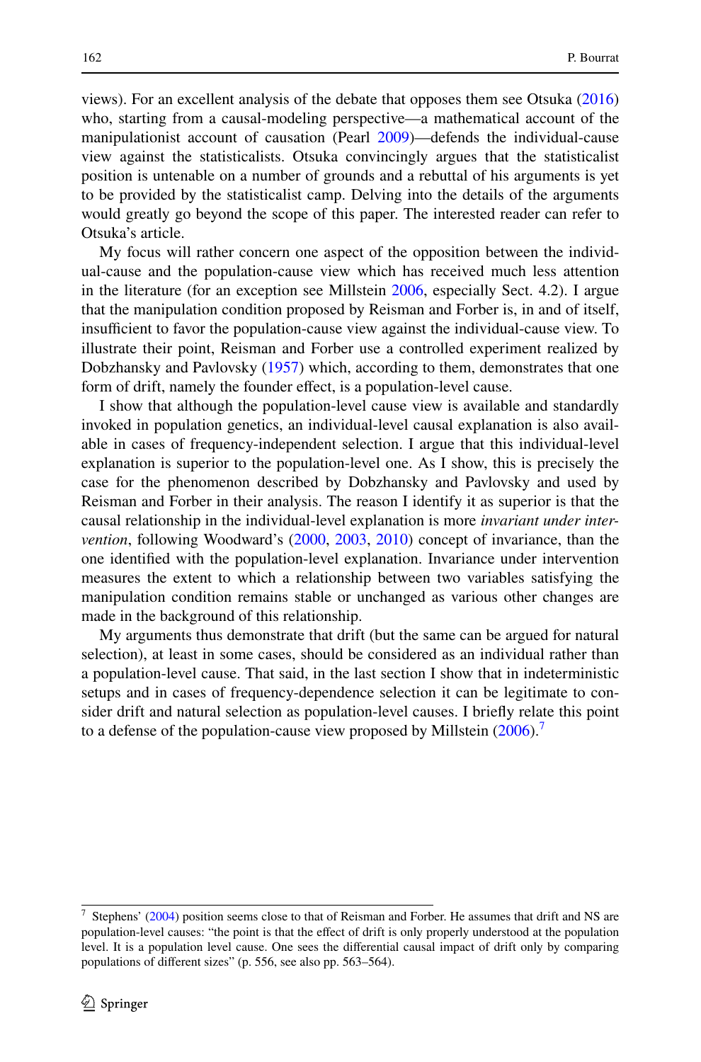views). For an excellent analysis of the debate that opposes them see Otsuka (2016) who, starting from a causal-modeling perspective—a mathematical account of the manipulationist account of causation (Pearl 2009)—defends the individual-cause view against the statisticalists. Otsuka convincingly argues that the statisticalist position is untenable on a number of grounds and a rebuttal of his arguments is yet to be provided by the statisticalist camp. Delving into the details of the arguments would greatly go beyond the scope of this paper. The interested reader can refer to Otsuka's article.

My focus will rather concern one aspect of the opposition between the individual-cause and the population-cause view which has received much less attention in the literature (for an exception see Millstein 2006, especially Sect. 4.2). I argue that the manipulation condition proposed by Reisman and Forber is, in and of itself, insufficient to favor the population-cause view against the individual-cause view. To illustrate their point, Reisman and Forber use a controlled experiment realized by Dobzhansky and Pavlovsky (1957) which, according to them, demonstrates that one form of drift, namely the founder effect, is a population-level cause.

I show that although the population-level cause view is available and standardly invoked in population genetics, an individual-level causal explanation is also available in cases of frequency-independent selection. I argue that this individual-level explanation is superior to the population-level one. As I show, this is precisely the case for the phenomenon described by Dobzhansky and Pavlovsky and used by Reisman and Forber in their analysis. The reason I identify it as superior is that the causal relationship in the individual-level explanation is more *invariant under intervention*, following Woodward's (2000, 2003, 2010) concept of invariance, than the one identified with the population-level explanation. Invariance under intervention measures the extent to which a relationship between two variables satisfying the manipulation condition remains stable or unchanged as various other changes are made in the background of this relationship.

My arguments thus demonstrate that drift (but the same can be argued for natural selection), at least in some cases, should be considered as an individual rather than a population-level cause. That said, in the last section I show that in indeterministic setups and in cases of frequency-dependence selection it can be legitimate to consider drift and natural selection as population-level causes. I briefly relate this point to a defense of the population-cause view proposed by Millstein (2006).[7]

---

[7] Stephens' (2004) position seems close to that of Reisman and Forber. He assumes that drift and NS are population-level causes: "the point is that the effect of drift is only properly understood at the population level. It is a population level cause. One sees the differential causal impact of drift only by comparing populations of different sizes" (p. 556, see also pp. 563–564).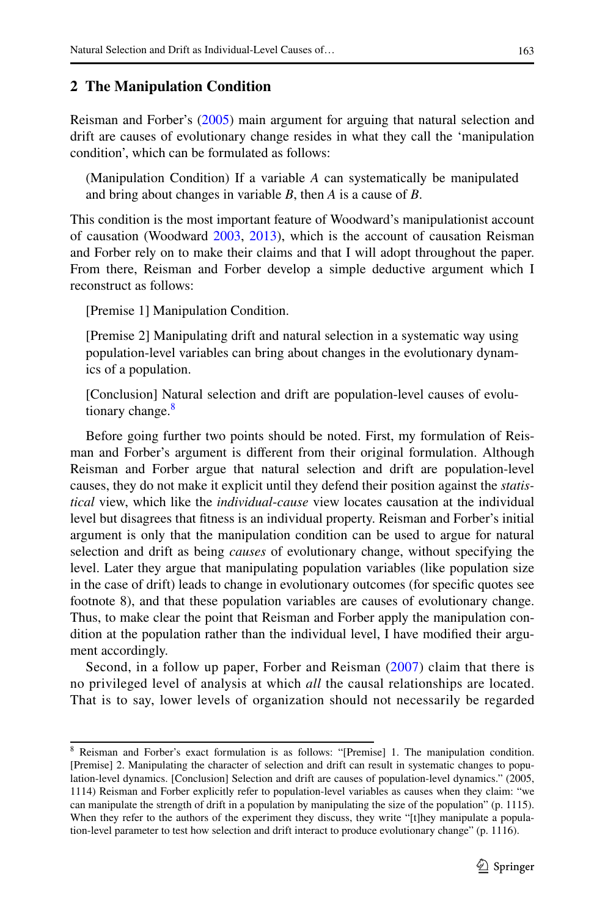## 2 The Manipulation Condition

Reisman and Forber's (2005) main argument for arguing that natural selection and drift are causes of evolutionary change resides in what they call the 'manipulation condition', which can be formulated as follows:

> (Manipulation Condition) If a variable *A* can systematically be manipulated and bring about changes in variable *B*, then *A* is a cause of *B*.

This condition is the most important feature of Woodward's manipulationist account of causation (Woodward 2003, 2013), which is the account of causation Reisman and Forber rely on to make their claims and that I will adopt throughout the paper. From there, Reisman and Forber develop a simple deductive argument which I reconstruct as follows:

> [Premise 1] Manipulation Condition.
>
> [Premise 2] Manipulating drift and natural selection in a systematic way using population-level variables can bring about changes in the evolutionary dynamics of a population.
>
> [Conclusion] Natural selection and drift are population-level causes of evolutionary change.[8]

Before going further two points should be noted. First, my formulation of Reisman and Forber's argument is different from their original formulation. Although Reisman and Forber argue that natural selection and drift are population-level causes, they do not make it explicit until they defend their position against the *statistical* view, which like the *individual-cause* view locates causation at the individual level but disagrees that fitness is an individual property. Reisman and Forber's initial argument is only that the manipulation condition can be used to argue for natural selection and drift as being *causes* of evolutionary change, without specifying the level. Later they argue that manipulating population variables (like population size in the case of drift) leads to change in evolutionary outcomes (for specific quotes see footnote 8), and that these population variables are causes of evolutionary change. Thus, to make clear the point that Reisman and Forber apply the manipulation condition at the population rather than the individual level, I have modified their argument accordingly.

Second, in a follow up paper, Forber and Reisman (2007) claim that there is no privileged level of analysis at which *all* the causal relationships are located. That is to say, lower levels of organization should not necessarily be regarded

---

[8] Reisman and Forber's exact formulation is as follows: "[Premise] 1. The manipulation condition. [Premise] 2. Manipulating the character of selection and drift can result in systematic changes to population-level dynamics. [Conclusion] Selection and drift are causes of population-level dynamics." (2005, 1114) Reisman and Forber explicitly refer to population-level variables as causes when they claim: "we can manipulate the strength of drift in a population by manipulating the size of the population" (p. 1115). When they refer to the authors of the experiment they discuss, they write "[t]hey manipulate a population-level parameter to test how selection and drift interact to produce evolutionary change" (p. 1116).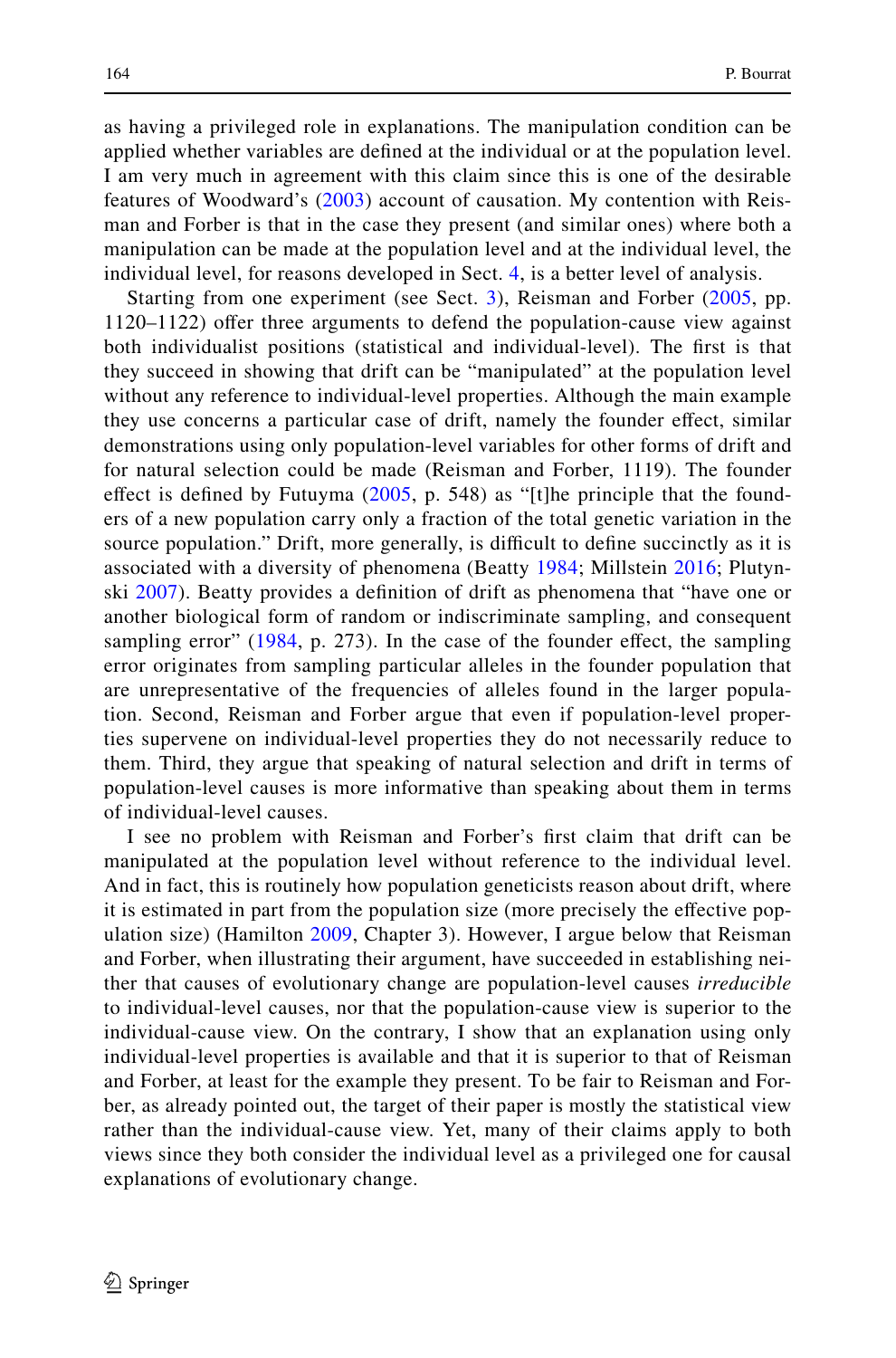as having a privileged role in explanations. The manipulation condition can be applied whether variables are defined at the individual or at the population level. I am very much in agreement with this claim since this is one of the desirable features of Woodward's (2003) account of causation. My contention with Reisman and Forber is that in the case they present (and similar ones) where both a manipulation can be made at the population level and at the individual level, the individual level, for reasons developed in Sect. 4, is a better level of analysis.

Starting from one experiment (see Sect. 3), Reisman and Forber (2005, pp. 1120–1122) offer three arguments to defend the population-cause view against both individualist positions (statistical and individual-level). The first is that they succeed in showing that drift can be "manipulated" at the population level without any reference to individual-level properties. Although the main example they use concerns a particular case of drift, namely the founder effect, similar demonstrations using only population-level variables for other forms of drift and for natural selection could be made (Reisman and Forber, 1119). The founder effect is defined by Futuyma (2005, p. 548) as "[t]he principle that the founders of a new population carry only a fraction of the total genetic variation in the source population." Drift, more generally, is difficult to define succinctly as it is associated with a diversity of phenomena (Beatty 1984; Millstein 2016; Plutynski 2007). Beatty provides a definition of drift as phenomena that "have one or another biological form of random or indiscriminate sampling, and consequent sampling error" (1984, p. 273). In the case of the founder effect, the sampling error originates from sampling particular alleles in the founder population that are unrepresentative of the frequencies of alleles found in the larger population. Second, Reisman and Forber argue that even if population-level properties supervene on individual-level properties they do not necessarily reduce to them. Third, they argue that speaking of natural selection and drift in terms of population-level causes is more informative than speaking about them in terms of individual-level causes.

I see no problem with Reisman and Forber's first claim that drift can be manipulated at the population level without reference to the individual level. And in fact, this is routinely how population geneticists reason about drift, where it is estimated in part from the population size (more precisely the effective population size) (Hamilton 2009, Chapter 3). However, I argue below that Reisman and Forber, when illustrating their argument, have succeeded in establishing neither that causes of evolutionary change are population-level causes *irreducible* to individual-level causes, nor that the population-cause view is superior to the individual-cause view. On the contrary, I show that an explanation using only individual-level properties is available and that it is superior to that of Reisman and Forber, at least for the example they present. To be fair to Reisman and Forber, as already pointed out, the target of their paper is mostly the statistical view rather than the individual-cause view. Yet, many of their claims apply to both views since they both consider the individual level as a privileged one for causal explanations of evolutionary change.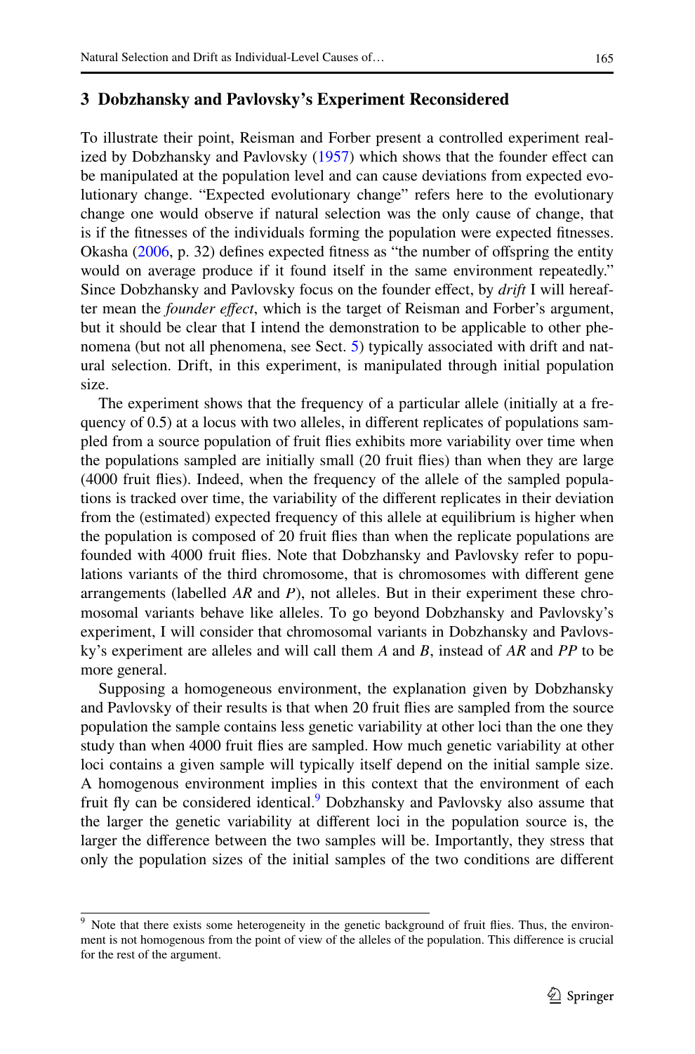## 3 Dobzhansky and Pavlovsky's Experiment Reconsidered

To illustrate their point, Reisman and Forber present a controlled experiment realized by Dobzhansky and Pavlovsky (1957) which shows that the founder effect can be manipulated at the population level and can cause deviations from expected evolutionary change. "Expected evolutionary change" refers here to the evolutionary change one would observe if natural selection was the only cause of change, that is if the fitnesses of the individuals forming the population were expected fitnesses. Okasha (2006, p. 32) defines expected fitness as "the number of offspring the entity would on average produce if it found itself in the same environment repeatedly." Since Dobzhansky and Pavlovsky focus on the founder effect, by *drift* I will hereafter mean the *founder effect*, which is the target of Reisman and Forber's argument, but it should be clear that I intend the demonstration to be applicable to other phenomena (but not all phenomena, see Sect. 5) typically associated with drift and natural selection. Drift, in this experiment, is manipulated through initial population size.

The experiment shows that the frequency of a particular allele (initially at a frequency of 0.5) at a locus with two alleles, in different replicates of populations sampled from a source population of fruit flies exhibits more variability over time when the populations sampled are initially small (20 fruit flies) than when they are large (4000 fruit flies). Indeed, when the frequency of the allele of the sampled populations is tracked over time, the variability of the different replicates in their deviation from the (estimated) expected frequency of this allele at equilibrium is higher when the population is composed of 20 fruit flies than when the replicate populations are founded with 4000 fruit flies. Note that Dobzhansky and Pavlovsky refer to populations variants of the third chromosome, that is chromosomes with different gene arrangements (labelled *AR* and *P*), not alleles. But in their experiment these chromosomal variants behave like alleles. To go beyond Dobzhansky and Pavlovsky's experiment, I will consider that chromosomal variants in Dobzhansky and Pavlovsky's experiment are alleles and will call them *A* and *B*, instead of *AR* and *PP* to be more general.

Supposing a homogeneous environment, the explanation given by Dobzhansky and Pavlovsky of their results is that when 20 fruit flies are sampled from the source population the sample contains less genetic variability at other loci than the one they study than when 4000 fruit flies are sampled. How much genetic variability at other loci contains a given sample will typically itself depend on the initial sample size. A homogenous environment implies in this context that the environment of each fruit fly can be considered identical.[9] Dobzhansky and Pavlovsky also assume that the larger the genetic variability at different loci in the population source is, the larger the difference between the two samples will be. Importantly, they stress that only the population sizes of the initial samples of the two conditions are different

[9] Note that there exists some heterogeneity in the genetic background of fruit flies. Thus, the environment is not homogenous from the point of view of the alleles of the population. This difference is crucial for the rest of the argument.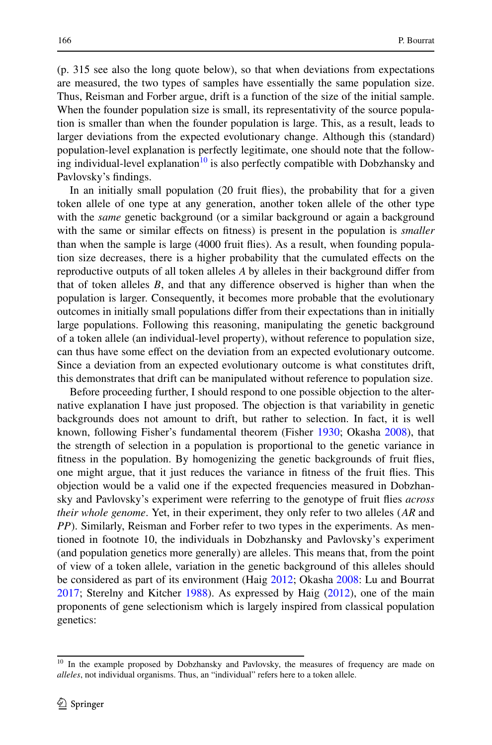(p. 315 see also the long quote below), so that when deviations from expectations are measured, the two types of samples have essentially the same population size. Thus, Reisman and Forber argue, drift is a function of the size of the initial sample. When the founder population size is small, its representativity of the source population is smaller than when the founder population is large. This, as a result, leads to larger deviations from the expected evolutionary change. Although this (standard) population-level explanation is perfectly legitimate, one should note that the following individual-level explanation[10] is also perfectly compatible with Dobzhansky and Pavlovsky's findings.

In an initially small population (20 fruit flies), the probability that for a given token allele of one type at any generation, another token allele of the other type with the *same* genetic background (or a similar background or again a background with the same or similar effects on fitness) is present in the population is *smaller* than when the sample is large (4000 fruit flies). As a result, when founding population size decreases, there is a higher probability that the cumulated effects on the reproductive outputs of all token alleles *A* by alleles in their background differ from that of token alleles *B*, and that any difference observed is higher than when the population is larger. Consequently, it becomes more probable that the evolutionary outcomes in initially small populations differ from their expectations than in initially large populations. Following this reasoning, manipulating the genetic background of a token allele (an individual-level property), without reference to population size, can thus have some effect on the deviation from an expected evolutionary outcome. Since a deviation from an expected evolutionary outcome is what constitutes drift, this demonstrates that drift can be manipulated without reference to population size.

Before proceeding further, I should respond to one possible objection to the alternative explanation I have just proposed. The objection is that variability in genetic backgrounds does not amount to drift, but rather to selection. In fact, it is well known, following Fisher's fundamental theorem (Fisher 1930; Okasha 2008), that the strength of selection in a population is proportional to the genetic variance in fitness in the population. By homogenizing the genetic backgrounds of fruit flies, one might argue, that it just reduces the variance in fitness of the fruit flies. This objection would be a valid one if the expected frequencies measured in Dobzhansky and Pavlovsky's experiment were referring to the genotype of fruit flies *across their whole genome*. Yet, in their experiment, they only refer to two alleles (*AR* and *PP*). Similarly, Reisman and Forber refer to two types in the experiments. As mentioned in footnote 10, the individuals in Dobzhansky and Pavlovsky's experiment (and population genetics more generally) are alleles. This means that, from the point of view of a token allele, variation in the genetic background of this alleles should be considered as part of its environment (Haig 2012; Okasha 2008: Lu and Bourrat 2017; Sterelny and Kitcher 1988). As expressed by Haig (2012), one of the main proponents of gene selectionism which is largely inspired from classical population genetics:

[10] In the example proposed by Dobzhansky and Pavlovsky, the measures of frequency are made on *alleles*, not individual organisms. Thus, an "individual" refers here to a token allele.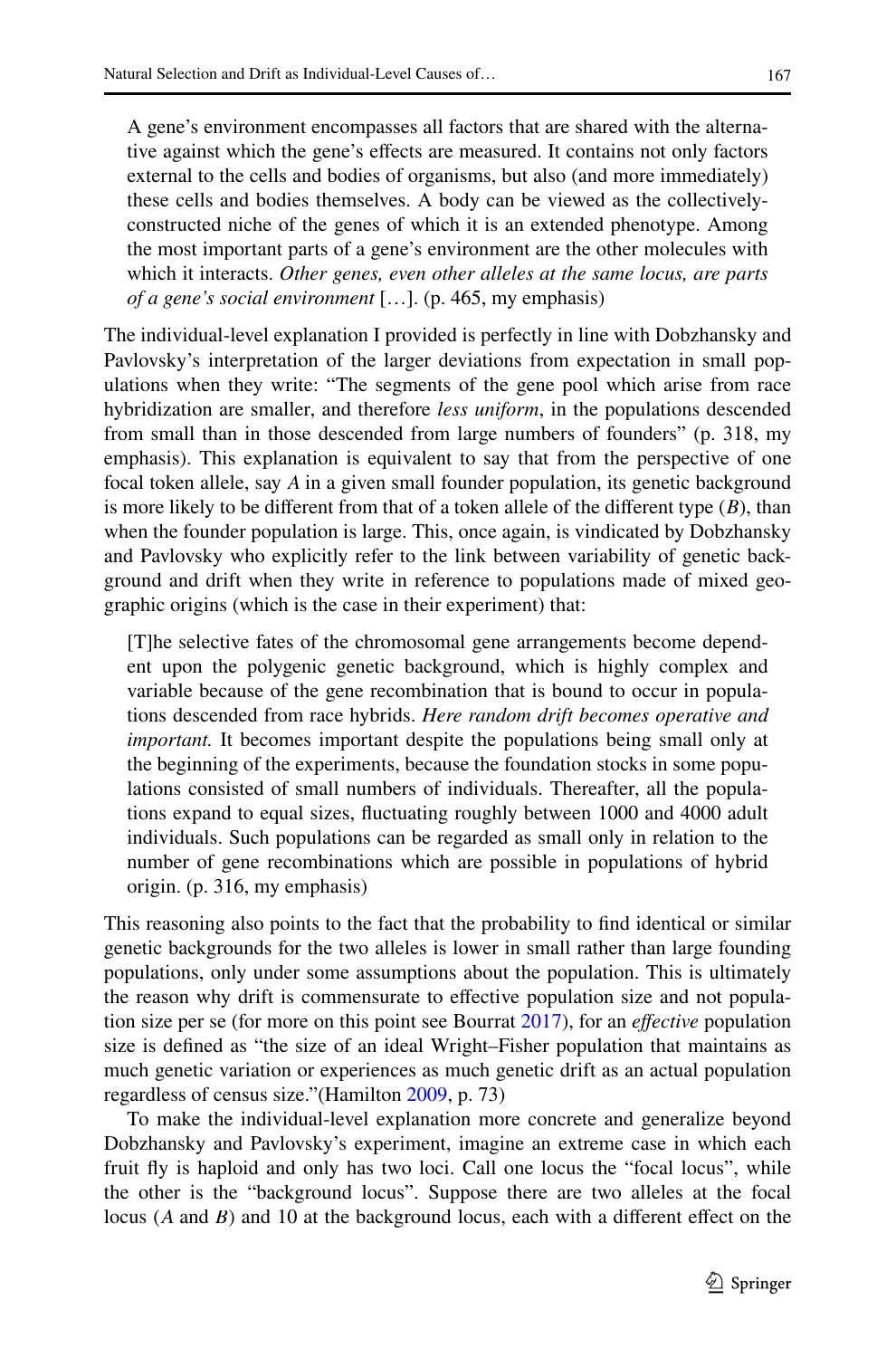> A gene's environment encompasses all factors that are shared with the alternative against which the gene's effects are measured. It contains not only factors external to the cells and bodies of organisms, but also (and more immediately) these cells and bodies themselves. A body can be viewed as the collectively-constructed niche of the genes of which it is an extended phenotype. Among the most important parts of a gene's environment are the other molecules with which it interacts. *Other genes, even other alleles at the same locus, are parts of a gene's social environment* […]. (p. 465, my emphasis)

The individual-level explanation I provided is perfectly in line with Dobzhansky and Pavlovsky's interpretation of the larger deviations from expectation in small populations when they write: "The segments of the gene pool which arise from race hybridization are smaller, and therefore *less uniform*, in the populations descended from small than in those descended from large numbers of founders" (p. 318, my emphasis). This explanation is equivalent to say that from the perspective of one focal token allele, say *A* in a given small founder population, its genetic background is more likely to be different from that of a token allele of the different type (*B*), than when the founder population is large. This, once again, is vindicated by Dobzhansky and Pavlovsky who explicitly refer to the link between variability of genetic background and drift when they write in reference to populations made of mixed geographic origins (which is the case in their experiment) that:

> [T]he selective fates of the chromosomal gene arrangements become dependent upon the polygenic genetic background, which is highly complex and variable because of the gene recombination that is bound to occur in populations descended from race hybrids. *Here random drift becomes operative and important.* It becomes important despite the populations being small only at the beginning of the experiments, because the foundation stocks in some populations consisted of small numbers of individuals. Thereafter, all the populations expand to equal sizes, fluctuating roughly between 1000 and 4000 adult individuals. Such populations can be regarded as small only in relation to the number of gene recombinations which are possible in populations of hybrid origin. (p. 316, my emphasis)

This reasoning also points to the fact that the probability to find identical or similar genetic backgrounds for the two alleles is lower in small rather than large founding populations, only under some assumptions about the population. This is ultimately the reason why drift is commensurate to effective population size and not population size per se (for more on this point see Bourrat 2017), for an *effective* population size is defined as "the size of an ideal Wright–Fisher population that maintains as much genetic variation or experiences as much genetic drift as an actual population regardless of census size."(Hamilton 2009, p. 73)

To make the individual-level explanation more concrete and generalize beyond Dobzhansky and Pavlovsky's experiment, imagine an extreme case in which each fruit fly is haploid and only has two loci. Call one locus the "focal locus", while the other is the "background locus". Suppose there are two alleles at the focal locus (*A* and *B*) and 10 at the background locus, each with a different effect on the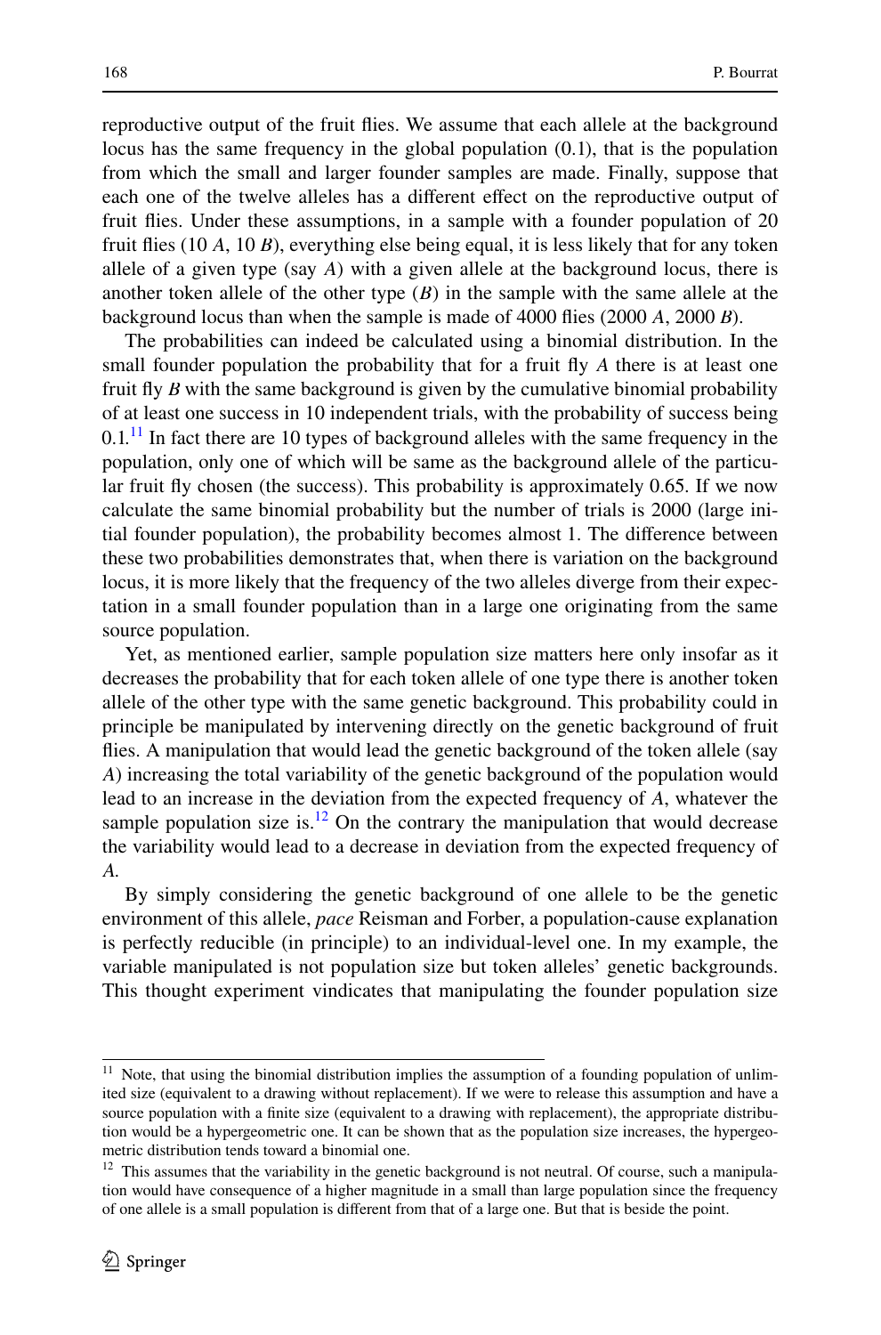reproductive output of the fruit flies. We assume that each allele at the background locus has the same frequency in the global population (0.1), that is the population from which the small and larger founder samples are made. Finally, suppose that each one of the twelve alleles has a different effect on the reproductive output of fruit flies. Under these assumptions, in a sample with a founder population of 20 fruit flies (10 *A*, 10 *B*), everything else being equal, it is less likely that for any token allele of a given type (say *A*) with a given allele at the background locus, there is another token allele of the other type (*B*) in the sample with the same allele at the background locus than when the sample is made of 4000 flies (2000 *A*, 2000 *B*).

The probabilities can indeed be calculated using a binomial distribution. In the small founder population the probability that for a fruit fly *A* there is at least one fruit fly *B* with the same background is given by the cumulative binomial probability of at least one success in 10 independent trials, with the probability of success being 0.1.[11] In fact there are 10 types of background alleles with the same frequency in the population, only one of which will be same as the background allele of the particular fruit fly chosen (the success). This probability is approximately 0.65. If we now calculate the same binomial probability but the number of trials is 2000 (large initial founder population), the probability becomes almost 1. The difference between these two probabilities demonstrates that, when there is variation on the background locus, it is more likely that the frequency of the two alleles diverge from their expectation in a small founder population than in a large one originating from the same source population.

Yet, as mentioned earlier, sample population size matters here only insofar as it decreases the probability that for each token allele of one type there is another token allele of the other type with the same genetic background. This probability could in principle be manipulated by intervening directly on the genetic background of fruit flies. A manipulation that would lead the genetic background of the token allele (say *A*) increasing the total variability of the genetic background of the population would lead to an increase in the deviation from the expected frequency of *A*, whatever the sample population size is.[12] On the contrary the manipulation that would decrease the variability would lead to a decrease in deviation from the expected frequency of *A*.

By simply considering the genetic background of one allele to be the genetic environment of this allele, *pace* Reisman and Forber, a population-cause explanation is perfectly reducible (in principle) to an individual-level one. In my example, the variable manipulated is not population size but token alleles' genetic backgrounds. This thought experiment vindicates that manipulating the founder population size

[11] Note, that using the binomial distribution implies the assumption of a founding population of unlimited size (equivalent to a drawing without replacement). If we were to release this assumption and have a source population with a finite size (equivalent to a drawing with replacement), the appropriate distribution would be a hypergeometric one. It can be shown that as the population size increases, the hypergeometric distribution tends toward a binomial one.

[12] This assumes that the variability in the genetic background is not neutral. Of course, such a manipulation would have consequence of a higher magnitude in a small than large population since the frequency of one allele is a small population is different from that of a large one. But that is beside the point.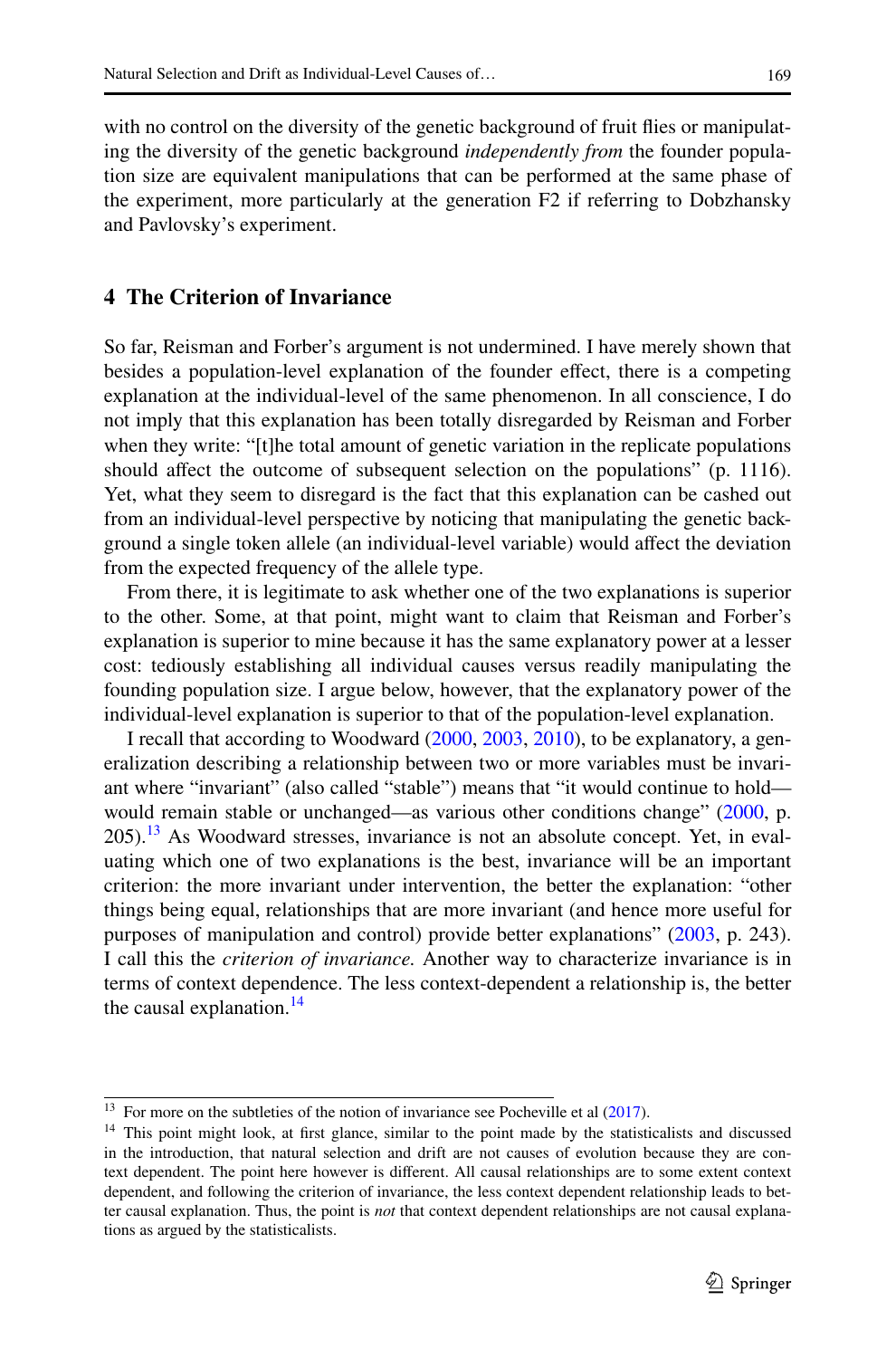with no control on the diversity of the genetic background of fruit flies or manipulating the diversity of the genetic background *independently from* the founder population size are equivalent manipulations that can be performed at the same phase of the experiment, more particularly at the generation F2 if referring to Dobzhansky and Pavlovsky's experiment.

## 4 The Criterion of Invariance

So far, Reisman and Forber's argument is not undermined. I have merely shown that besides a population-level explanation of the founder effect, there is a competing explanation at the individual-level of the same phenomenon. In all conscience, I do not imply that this explanation has been totally disregarded by Reisman and Forber when they write: "[t]he total amount of genetic variation in the replicate populations should affect the outcome of subsequent selection on the populations" (p. 1116). Yet, what they seem to disregard is the fact that this explanation can be cashed out from an individual-level perspective by noticing that manipulating the genetic background a single token allele (an individual-level variable) would affect the deviation from the expected frequency of the allele type.

From there, it is legitimate to ask whether one of the two explanations is superior to the other. Some, at that point, might want to claim that Reisman and Forber's explanation is superior to mine because it has the same explanatory power at a lesser cost: tediously establishing all individual causes versus readily manipulating the founding population size. I argue below, however, that the explanatory power of the individual-level explanation is superior to that of the population-level explanation.

I recall that according to Woodward (2000, 2003, 2010), to be explanatory, a generalization describing a relationship between two or more variables must be invariant where "invariant" (also called "stable") means that "it would continue to hold—would remain stable or unchanged—as various other conditions change" (2000, p. 205).[13] As Woodward stresses, invariance is not an absolute concept. Yet, in evaluating which one of two explanations is the best, invariance will be an important criterion: the more invariant under intervention, the better the explanation: "other things being equal, relationships that are more invariant (and hence more useful for purposes of manipulation and control) provide better explanations" (2003, p. 243). I call this the *criterion of invariance.* Another way to characterize invariance is in terms of context dependence. The less context-dependent a relationship is, the better the causal explanation.[14]

---

[13] For more on the subtleties of the notion of invariance see Pocheville et al (2017).

[14] This point might look, at first glance, similar to the point made by the statisticalists and discussed in the introduction, that natural selection and drift are not causes of evolution because they are context dependent. The point here however is different. All causal relationships are to some extent context dependent, and following the criterion of invariance, the less context dependent relationship leads to better causal explanation. Thus, the point is *not* that context dependent relationships are not causal explanations as argued by the statisticalists.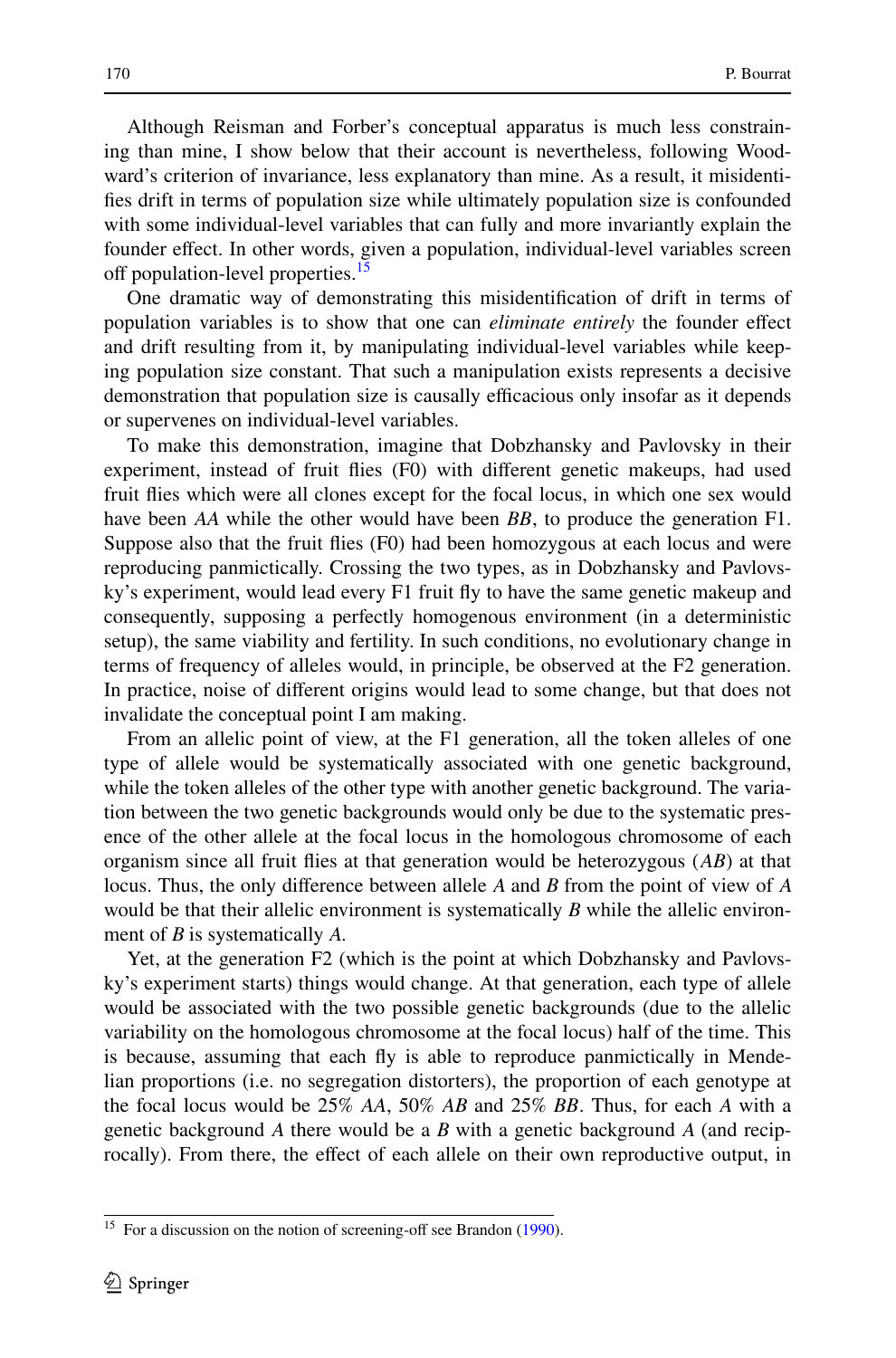Although Reisman and Forber's conceptual apparatus is much less constraining than mine, I show below that their account is nevertheless, following Woodward's criterion of invariance, less explanatory than mine. As a result, it misidentifies drift in terms of population size while ultimately population size is confounded with some individual-level variables that can fully and more invariantly explain the founder effect. In other words, given a population, individual-level variables screen off population-level properties.[15]

One dramatic way of demonstrating this misidentification of drift in terms of population variables is to show that one can *eliminate entirely* the founder effect and drift resulting from it, by manipulating individual-level variables while keeping population size constant. That such a manipulation exists represents a decisive demonstration that population size is causally efficacious only insofar as it depends or supervenes on individual-level variables.

To make this demonstration, imagine that Dobzhansky and Pavlovsky in their experiment, instead of fruit flies (F0) with different genetic makeups, had used fruit flies which were all clones except for the focal locus, in which one sex would have been *AA* while the other would have been *BB*, to produce the generation F1. Suppose also that the fruit flies (F0) had been homozygous at each locus and were reproducing panmictically. Crossing the two types, as in Dobzhansky and Pavlovsky's experiment, would lead every F1 fruit fly to have the same genetic makeup and consequently, supposing a perfectly homogenous environment (in a deterministic setup), the same viability and fertility. In such conditions, no evolutionary change in terms of frequency of alleles would, in principle, be observed at the F2 generation. In practice, noise of different origins would lead to some change, but that does not invalidate the conceptual point I am making.

From an allelic point of view, at the F1 generation, all the token alleles of one type of allele would be systematically associated with one genetic background, while the token alleles of the other type with another genetic background. The variation between the two genetic backgrounds would only be due to the systematic presence of the other allele at the focal locus in the homologous chromosome of each organism since all fruit flies at that generation would be heterozygous (*AB*) at that locus. Thus, the only difference between allele *A* and *B* from the point of view of *A* would be that their allelic environment is systematically *B* while the allelic environment of *B* is systematically *A*.

Yet, at the generation F2 (which is the point at which Dobzhansky and Pavlovsky's experiment starts) things would change. At that generation, each type of allele would be associated with the two possible genetic backgrounds (due to the allelic variability on the homologous chromosome at the focal locus) half of the time. This is because, assuming that each fly is able to reproduce panmictically in Mendelian proportions (i.e. no segregation distorters), the proportion of each genotype at the focal locus would be 25% *AA*, 50% *AB* and 25% *BB*. Thus, for each *A* with a genetic background *A* there would be a *B* with a genetic background *A* (and reciprocally). From there, the effect of each allele on their own reproductive output, in

[15] For a discussion on the notion of screening-off see Brandon (1990).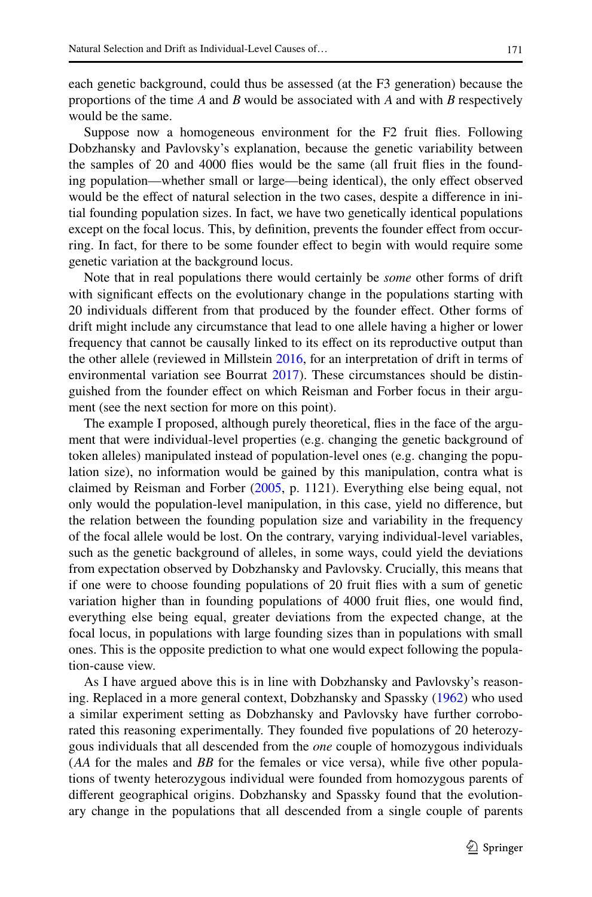each genetic background, could thus be assessed (at the F3 generation) because the proportions of the time *A* and *B* would be associated with *A* and with *B* respectively would be the same.

Suppose now a homogeneous environment for the F2 fruit flies. Following Dobzhansky and Pavlovsky's explanation, because the genetic variability between the samples of 20 and 4000 flies would be the same (all fruit flies in the founding population—whether small or large—being identical), the only effect observed would be the effect of natural selection in the two cases, despite a difference in initial founding population sizes. In fact, we have two genetically identical populations except on the focal locus. This, by definition, prevents the founder effect from occurring. In fact, for there to be some founder effect to begin with would require some genetic variation at the background locus.

Note that in real populations there would certainly be *some* other forms of drift with significant effects on the evolutionary change in the populations starting with 20 individuals different from that produced by the founder effect. Other forms of drift might include any circumstance that lead to one allele having a higher or lower frequency that cannot be causally linked to its effect on its reproductive output than the other allele (reviewed in Millstein 2016, for an interpretation of drift in terms of environmental variation see Bourrat 2017). These circumstances should be distinguished from the founder effect on which Reisman and Forber focus in their argument (see the next section for more on this point).

The example I proposed, although purely theoretical, flies in the face of the argument that were individual-level properties (e.g. changing the genetic background of token alleles) manipulated instead of population-level ones (e.g. changing the population size), no information would be gained by this manipulation, contra what is claimed by Reisman and Forber (2005, p. 1121). Everything else being equal, not only would the population-level manipulation, in this case, yield no difference, but the relation between the founding population size and variability in the frequency of the focal allele would be lost. On the contrary, varying individual-level variables, such as the genetic background of alleles, in some ways, could yield the deviations from expectation observed by Dobzhansky and Pavlovsky. Crucially, this means that if one were to choose founding populations of 20 fruit flies with a sum of genetic variation higher than in founding populations of 4000 fruit flies, one would find, everything else being equal, greater deviations from the expected change, at the focal locus, in populations with large founding sizes than in populations with small ones. This is the opposite prediction to what one would expect following the population-cause view.

As I have argued above this is in line with Dobzhansky and Pavlovsky's reasoning. Replaced in a more general context, Dobzhansky and Spassky (1962) who used a similar experiment setting as Dobzhansky and Pavlovsky have further corroborated this reasoning experimentally. They founded five populations of 20 heterozygous individuals that all descended from the *one* couple of homozygous individuals (*AA* for the males and *BB* for the females or vice versa), while five other populations of twenty heterozygous individual were founded from homozygous parents of different geographical origins. Dobzhansky and Spassky found that the evolutionary change in the populations that all descended from a single couple of parents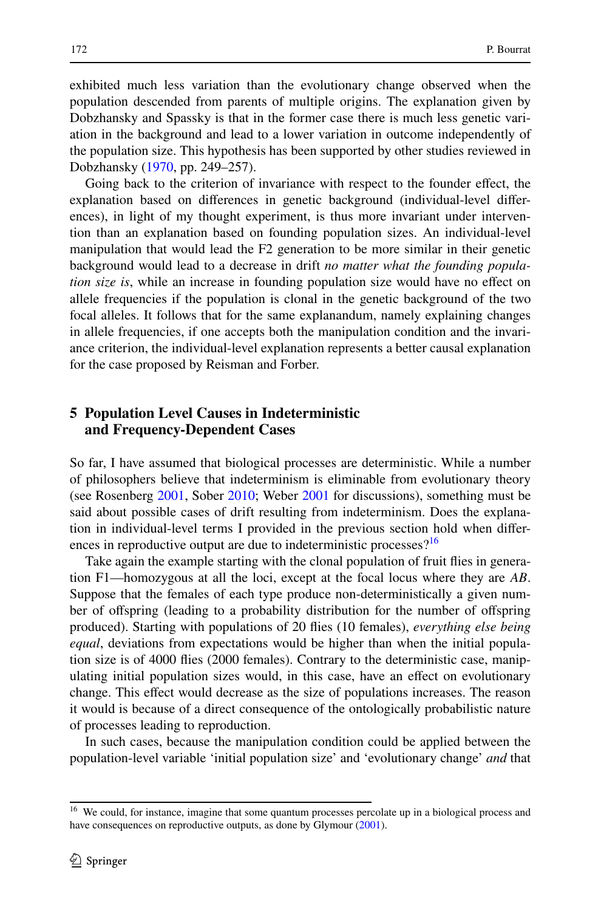exhibited much less variation than the evolutionary change observed when the population descended from parents of multiple origins. The explanation given by Dobzhansky and Spassky is that in the former case there is much less genetic variation in the background and lead to a lower variation in outcome independently of the population size. This hypothesis has been supported by other studies reviewed in Dobzhansky (1970, pp. 249–257).

Going back to the criterion of invariance with respect to the founder effect, the explanation based on differences in genetic background (individual-level differences), in light of my thought experiment, is thus more invariant under intervention than an explanation based on founding population sizes. An individual-level manipulation that would lead the F2 generation to be more similar in their genetic background would lead to a decrease in drift *no matter what the founding population size is*, while an increase in founding population size would have no effect on allele frequencies if the population is clonal in the genetic background of the two focal alleles. It follows that for the same explanandum, namely explaining changes in allele frequencies, if one accepts both the manipulation condition and the invariance criterion, the individual-level explanation represents a better causal explanation for the case proposed by Reisman and Forber.

## 5 Population Level Causes in Indeterministic and Frequency-Dependent Cases

So far, I have assumed that biological processes are deterministic. While a number of philosophers believe that indeterminism is eliminable from evolutionary theory (see Rosenberg 2001, Sober 2010; Weber 2001 for discussions), something must be said about possible cases of drift resulting from indeterminism. Does the explanation in individual-level terms I provided in the previous section hold when differences in reproductive output are due to indeterministic processes?[16]

Take again the example starting with the clonal population of fruit flies in generation F1—homozygous at all the loci, except at the focal locus where they are *AB*. Suppose that the females of each type produce non-deterministically a given number of offspring (leading to a probability distribution for the number of offspring produced). Starting with populations of 20 flies (10 females), *everything else being equal*, deviations from expectations would be higher than when the initial population size is of 4000 flies (2000 females). Contrary to the deterministic case, manipulating initial population sizes would, in this case, have an effect on evolutionary change. This effect would decrease as the size of populations increases. The reason it would is because of a direct consequence of the ontologically probabilistic nature of processes leading to reproduction.

In such cases, because the manipulation condition could be applied between the population-level variable 'initial population size' and 'evolutionary change' *and* that

[16] We could, for instance, imagine that some quantum processes percolate up in a biological process and have consequences on reproductive outputs, as done by Glymour (2001).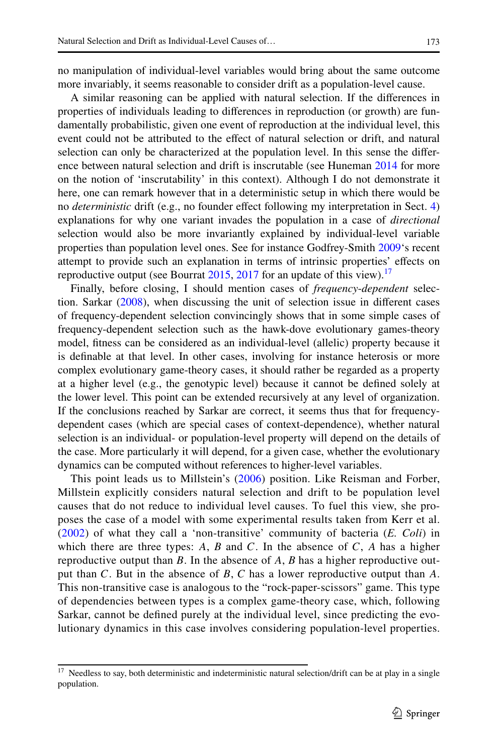no manipulation of individual-level variables would bring about the same outcome more invariably, it seems reasonable to consider drift as a population-level cause.

A similar reasoning can be applied with natural selection. If the differences in properties of individuals leading to differences in reproduction (or growth) are fundamentally probabilistic, given one event of reproduction at the individual level, this event could not be attributed to the effect of natural selection or drift, and natural selection can only be characterized at the population level. In this sense the difference between natural selection and drift is inscrutable (see Huneman 2014 for more on the notion of 'inscrutability' in this context). Although I do not demonstrate it here, one can remark however that in a deterministic setup in which there would be no *deterministic* drift (e.g., no founder effect following my interpretation in Sect. 4) explanations for why one variant invades the population in a case of *directional* selection would also be more invariantly explained by individual-level variable properties than population level ones. See for instance Godfrey-Smith 2009's recent attempt to provide such an explanation in terms of intrinsic properties' effects on reproductive output (see Bourrat 2015, 2017 for an update of this view).[17]

Finally, before closing, I should mention cases of *frequency-dependent* selection. Sarkar (2008), when discussing the unit of selection issue in different cases of frequency-dependent selection convincingly shows that in some simple cases of frequency-dependent selection such as the hawk-dove evolutionary games-theory model, fitness can be considered as an individual-level (allelic) property because it is definable at that level. In other cases, involving for instance heterosis or more complex evolutionary game-theory cases, it should rather be regarded as a property at a higher level (e.g., the genotypic level) because it cannot be defined solely at the lower level. This point can be extended recursively at any level of organization. If the conclusions reached by Sarkar are correct, it seems thus that for frequency-dependent cases (which are special cases of context-dependence), whether natural selection is an individual- or population-level property will depend on the details of the case. More particularly it will depend, for a given case, whether the evolutionary dynamics can be computed without references to higher-level variables.

This point leads us to Millstein's (2006) position. Like Reisman and Forber, Millstein explicitly considers natural selection and drift to be population level causes that do not reduce to individual level causes. To fuel this view, she proposes the case of a model with some experimental results taken from Kerr et al. (2002) of what they call a 'non-transitive' community of bacteria (*E. Coli*) in which there are three types: $A$, $B$ and $C$. In the absence of $C$, $A$ has a higher reproductive output than $B$. In the absence of $A$, $B$ has a higher reproductive output than $C$. But in the absence of $B$, $C$ has a lower reproductive output than $A$. This non-transitive case is analogous to the "rock-paper-scissors" game. This type of dependencies between types is a complex game-theory case, which, following Sarkar, cannot be defined purely at the individual level, since predicting the evolutionary dynamics in this case involves considering population-level properties.

[17] Needless to say, both deterministic and indeterministic natural selection/drift can be at play in a single population.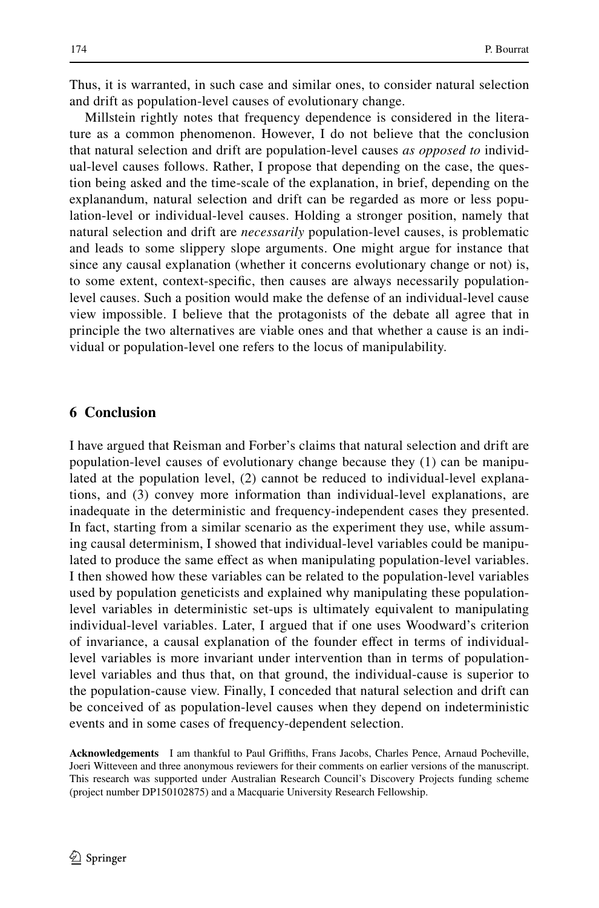Thus, it is warranted, in such case and similar ones, to consider natural selection and drift as population-level causes of evolutionary change.

Millstein rightly notes that frequency dependence is considered in the literature as a common phenomenon. However, I do not believe that the conclusion that natural selection and drift are population-level causes *as opposed to* individual-level causes follows. Rather, I propose that depending on the case, the question being asked and the time-scale of the explanation, in brief, depending on the explanandum, natural selection and drift can be regarded as more or less population-level or individual-level causes. Holding a stronger position, namely that natural selection and drift are *necessarily* population-level causes, is problematic and leads to some slippery slope arguments. One might argue for instance that since any causal explanation (whether it concerns evolutionary change or not) is, to some extent, context-specific, then causes are always necessarily population-level causes. Such a position would make the defense of an individual-level cause view impossible. I believe that the protagonists of the debate all agree that in principle the two alternatives are viable ones and that whether a cause is an individual or population-level one refers to the locus of manipulability.

## 6 Conclusion

I have argued that Reisman and Forber's claims that natural selection and drift are population-level causes of evolutionary change because they (1) can be manipulated at the population level, (2) cannot be reduced to individual-level explanations, and (3) convey more information than individual-level explanations, are inadequate in the deterministic and frequency-independent cases they presented. In fact, starting from a similar scenario as the experiment they use, while assuming causal determinism, I showed that individual-level variables could be manipulated to produce the same effect as when manipulating population-level variables. I then showed how these variables can be related to the population-level variables used by population geneticists and explained why manipulating these population-level variables in deterministic set-ups is ultimately equivalent to manipulating individual-level variables. Later, I argued that if one uses Woodward's criterion of invariance, a causal explanation of the founder effect in terms of individual-level variables is more invariant under intervention than in terms of population-level variables and thus that, on that ground, the individual-cause is superior to the population-cause view. Finally, I conceded that natural selection and drift can be conceived of as population-level causes when they depend on indeterministic events and in some cases of frequency-dependent selection.

**Acknowledgements** I am thankful to Paul Griffiths, Frans Jacobs, Charles Pence, Arnaud Pocheville, Joeri Witteveen and three anonymous reviewers for their comments on earlier versions of the manuscript. This research was supported under Australian Research Council's Discovery Projects funding scheme (project number DP150102875) and a Macquarie University Research Fellowship.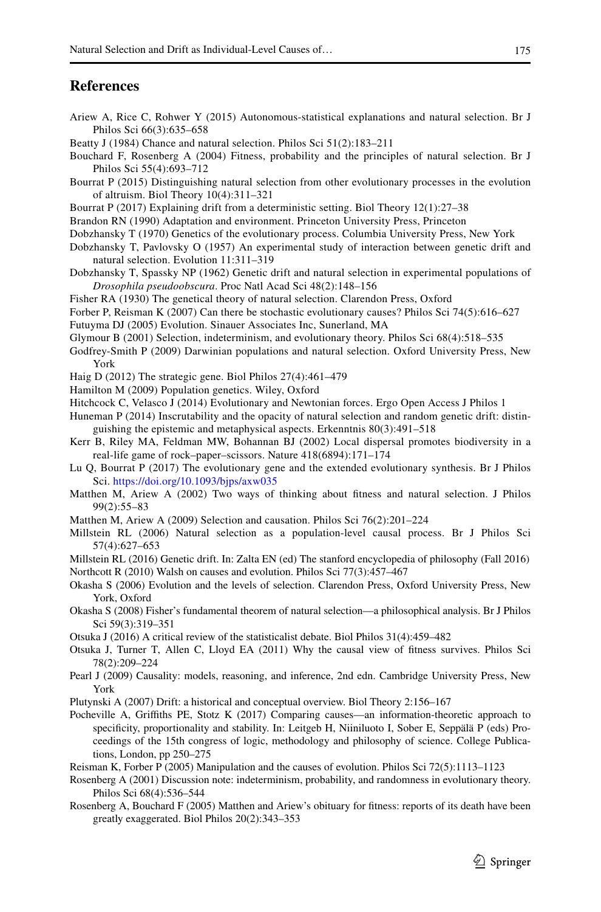## References

Ariew A, Rice C, Rohwer Y (2015) Autonomous-statistical explanations and natural selection. Br J Philos Sci 66(3):635–658

Beatty J (1984) Chance and natural selection. Philos Sci 51(2):183–211

Bouchard F, Rosenberg A (2004) Fitness, probability and the principles of natural selection. Br J Philos Sci 55(4):693–712

Bourrat P (2015) Distinguishing natural selection from other evolutionary processes in the evolution of altruism. Biol Theory 10(4):311–321

Bourrat P (2017) Explaining drift from a deterministic setting. Biol Theory 12(1):27–38

Brandon RN (1990) Adaptation and environment. Princeton University Press, Princeton

Dobzhansky T (1970) Genetics of the evolutionary process. Columbia University Press, New York

Dobzhansky T, Pavlovsky O (1957) An experimental study of interaction between genetic drift and natural selection. Evolution 11:311–319

Dobzhansky T, Spassky NP (1962) Genetic drift and natural selection in experimental populations of *Drosophila pseudoobscura*. Proc Natl Acad Sci 48(2):148–156

Fisher RA (1930) The genetical theory of natural selection. Clarendon Press, Oxford

Forber P, Reisman K (2007) Can there be stochastic evolutionary causes? Philos Sci 74(5):616–627

Futuyma DJ (2005) Evolution. Sinauer Associates Inc, Sunerland, MA

Glymour B (2001) Selection, indeterminism, and evolutionary theory. Philos Sci 68(4):518–535

Godfrey-Smith P (2009) Darwinian populations and natural selection. Oxford University Press, New York

Haig D (2012) The strategic gene. Biol Philos 27(4):461–479

Hamilton M (2009) Population genetics. Wiley, Oxford

Hitchcock C, Velasco J (2014) Evolutionary and Newtonian forces. Ergo Open Access J Philos 1

Huneman P (2014) Inscrutability and the opacity of natural selection and random genetic drift: distinguishing the epistemic and metaphysical aspects. Erkenntnis 80(3):491–518

Kerr B, Riley MA, Feldman MW, Bohannan BJ (2002) Local dispersal promotes biodiversity in a real-life game of rock–paper–scissors. Nature 418(6894):171–174

Lu Q, Bourrat P (2017) The evolutionary gene and the extended evolutionary synthesis. Br J Philos Sci. https://doi.org/10.1093/bjps/axw035

Matthen M, Ariew A (2002) Two ways of thinking about fitness and natural selection. J Philos 99(2):55–83

Matthen M, Ariew A (2009) Selection and causation. Philos Sci 76(2):201–224

Millstein RL (2006) Natural selection as a population-level causal process. Br J Philos Sci 57(4):627–653

Millstein RL (2016) Genetic drift. In: Zalta EN (ed) The stanford encyclopedia of philosophy (Fall 2016)

Northcott R (2010) Walsh on causes and evolution. Philos Sci 77(3):457–467

Okasha S (2006) Evolution and the levels of selection. Clarendon Press, Oxford University Press, New York, Oxford

Okasha S (2008) Fisher's fundamental theorem of natural selection—a philosophical analysis. Br J Philos Sci 59(3):319–351

Otsuka J (2016) A critical review of the statisticalist debate. Biol Philos 31(4):459–482

Otsuka J, Turner T, Allen C, Lloyd EA (2011) Why the causal view of fitness survives. Philos Sci 78(2):209–224

Pearl J (2009) Causality: models, reasoning, and inference, 2nd edn. Cambridge University Press, New York

Plutynski A (2007) Drift: a historical and conceptual overview. Biol Theory 2:156–167

Pocheville A, Griffiths PE, Stotz K (2017) Comparing causes—an information-theoretic approach to specificity, proportionality and stability. In: Leitgeb H, Niiniluoto I, Sober E, Seppälä P (eds) Proceedings of the 15th congress of logic, methodology and philosophy of science. College Publications, London, pp 250–275

Reisman K, Forber P (2005) Manipulation and the causes of evolution. Philos Sci 72(5):1113–1123

Rosenberg A (2001) Discussion note: indeterminism, probability, and randomness in evolutionary theory. Philos Sci 68(4):536–544

Rosenberg A, Bouchard F (2005) Matthen and Ariew's obituary for fitness: reports of its death have been greatly exaggerated. Biol Philos 20(2):343–353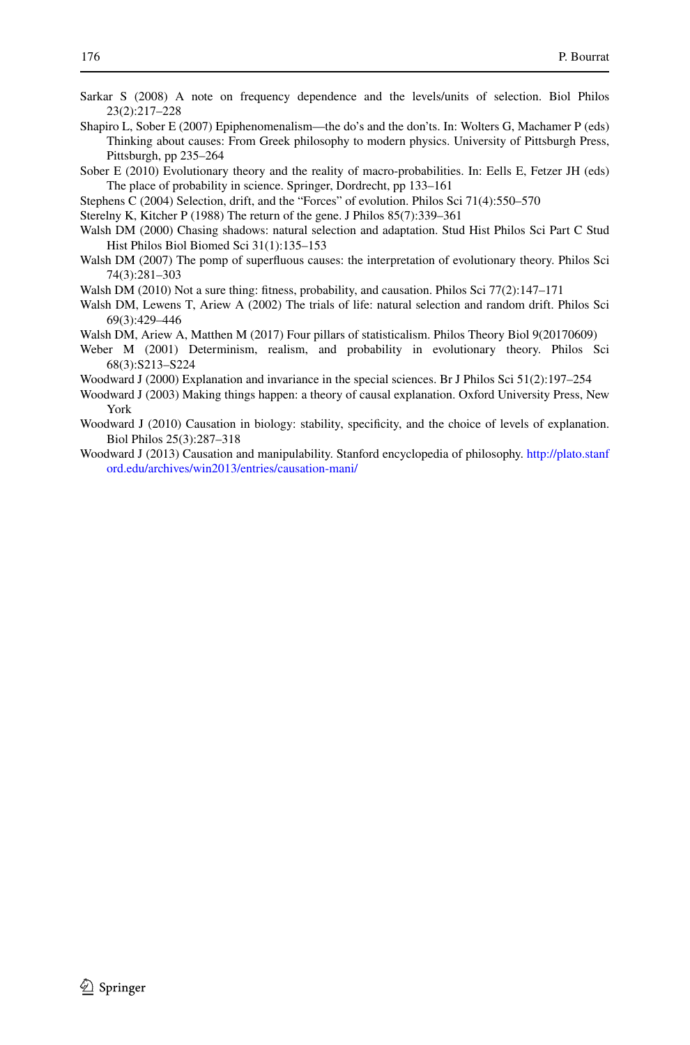Sarkar S (2008) A note on frequency dependence and the levels/units of selection. Biol Philos 23(2):217–228

Shapiro L, Sober E (2007) Epiphenomenalism—the do's and the don'ts. In: Wolters G, Machamer P (eds) Thinking about causes: From Greek philosophy to modern physics. University of Pittsburgh Press, Pittsburgh, pp 235–264

Sober E (2010) Evolutionary theory and the reality of macro-probabilities. In: Eells E, Fetzer JH (eds) The place of probability in science. Springer, Dordrecht, pp 133–161

Stephens C (2004) Selection, drift, and the "Forces" of evolution. Philos Sci 71(4):550–570

Sterelny K, Kitcher P (1988) The return of the gene. J Philos 85(7):339–361

Walsh DM (2000) Chasing shadows: natural selection and adaptation. Stud Hist Philos Sci Part C Stud Hist Philos Biol Biomed Sci 31(1):135–153

Walsh DM (2007) The pomp of superfluous causes: the interpretation of evolutionary theory. Philos Sci 74(3):281–303

Walsh DM (2010) Not a sure thing: fitness, probability, and causation. Philos Sci 77(2):147–171

Walsh DM, Lewens T, Ariew A (2002) The trials of life: natural selection and random drift. Philos Sci 69(3):429–446

Walsh DM, Ariew A, Matthen M (2017) Four pillars of statisticalism. Philos Theory Biol 9(20170609)

Weber M (2001) Determinism, realism, and probability in evolutionary theory. Philos Sci 68(3):S213–S224

Woodward J (2000) Explanation and invariance in the special sciences. Br J Philos Sci 51(2):197–254

Woodward J (2003) Making things happen: a theory of causal explanation. Oxford University Press, New York

Woodward J (2010) Causation in biology: stability, specificity, and the choice of levels of explanation. Biol Philos 25(3):287–318

Woodward J (2013) Causation and manipulability. Stanford encyclopedia of philosophy. http://plato.stanford.edu/archives/win2013/entries/causation-mani/